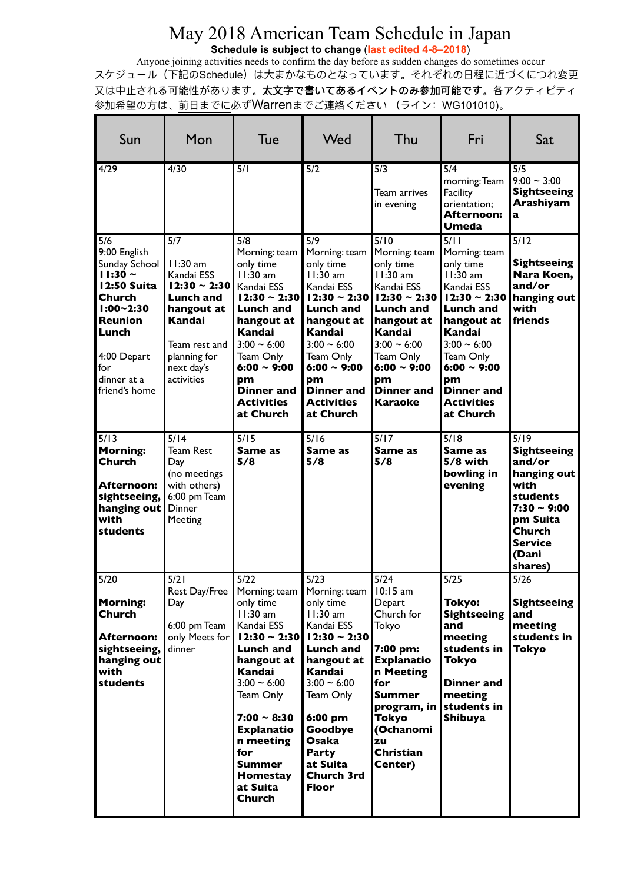# May 2018 American Team Schedule in Japan

**Schedule is subject to change (last edited 4-8–2018)**

Anyone joining activities needs to confirm the day before as sudden changes do sometimes occur

スケジュール（下記のSchedule）は大まかなものとなっています。それぞれの日程に近づくにつれ変更又は中止される可能性があります。**太文字で書いてあるイベントのみ参加可能です。**各アクティビティ参加希望の方は、前日までに必ずWarrenまでご連絡ください（ライン：WG101010)。

| Sun | Mon | Tue | Wed | Thu | Fri | Sat |
|---|---|---|---|---|---|---|
| 4/29 | 4/30 | 5/1 | 5/2 | 5/3<br>Team arrives in evening | 5/4<br>morning: Team Facility orientation; **Afternoon: Umeda** | 5/5<br>9:00 ~ 3:00 **Sightseeing Arashiyama** |
| 5/6<br>9:00 English Sunday School **11:30 ~ 12:50 Suita Church 1:00~2:30 Reunion Lunch**<br><br>4:00 Depart for dinner at a friend's home | 5/7<br>11:30 am Kandai ESS **12:30 ~ 2:30 Lunch and hangout at Kandai**<br><br>Team rest and planning for next day's activities | 5/8<br>Morning: team only time 11:30 am Kandai ESS **12:30 ~ 2:30 Lunch and hangout at Kandai** 3:00 ~ 6:00 Team Only **6:00 ~ 9:00 pm Dinner and Activities at Church** | 5/9<br>Morning: team only time 11:30 am Kandai ESS **12:30 ~ 2:30 Lunch and hangout at Kandai** 3:00 ~ 6:00 Team Only **6:00 ~ 9:00 pm Dinner and Activities at Church** | 5/10<br>Morning: team only time 11:30 am Kandai ESS **12:30 ~ 2:30 Lunch and hangout at Kandai** 3:00 ~ 6:00 Team Only **6:00 ~ 9:00 pm Dinner and Karaoke** | 5/11<br>Morning: team only time 11:30 am Kandai ESS **12:30 ~ 2:30 Lunch and hangout at Kandai** 3:00 ~ 6:00 Team Only **6:00 ~ 9:00 pm Dinner and Activities at Church** | 5/12<br>**Sightseeing Nara Koen, and/or hanging out with friends** |
| 5/13<br>**Morning: Church**<br><br>**Afternoon: sightseeing, hanging out with students** | 5/14<br>Team Rest Day (no meetings with others) 6:00 pm Team Dinner Meeting | 5/15<br>**Same as 5/8** | 5/16<br>**Same as 5/8** | 5/17<br>**Same as 5/8** | 5/18<br>**Same as 5/8 with bowling in evening** | 5/19<br>**Sightseeing and/or hanging out with students 7:30 ~ 9:00 pm Suita Church Service (Dani shares)** |
| 5/20<br>**Morning: Church**<br><br>**Afternoon: sightseeing, hanging out with students** | 5/21<br>Rest Day/Free Day<br><br>6:00 pm Team only Meets for dinner | 5/22<br>Morning: team only time 11:30 am Kandai ESS **12:30 ~ 2:30 Lunch and hangout at Kandai** 3:00 ~ 6:00 Team Only<br><br>**7:00 ~ 8:30 Explanation meeting for Summer Homestay at Suita Church** | 5/23<br>Morning: team only time 11:30 am Kandai ESS **12:30 ~ 2:30 Lunch and hangout at Kandai** 3:00 ~ 6:00 Team Only<br><br>**6:00 pm Goodbye Osaka Party at Suita Church 3rd Floor** | 5/24<br>10:15 am Depart Church for Tokyo<br><br>**7:00 pm: Explanation Meeting for Summer program, in Tokyo (Ochanomizu Christian Center)** | 5/25<br>**Tokyo: Sightseeing and meeting students in Tokyo**<br><br>**Dinner and meeting students in Shibuya** | 5/26<br>**Sightseeing and meeting students in Tokyo** |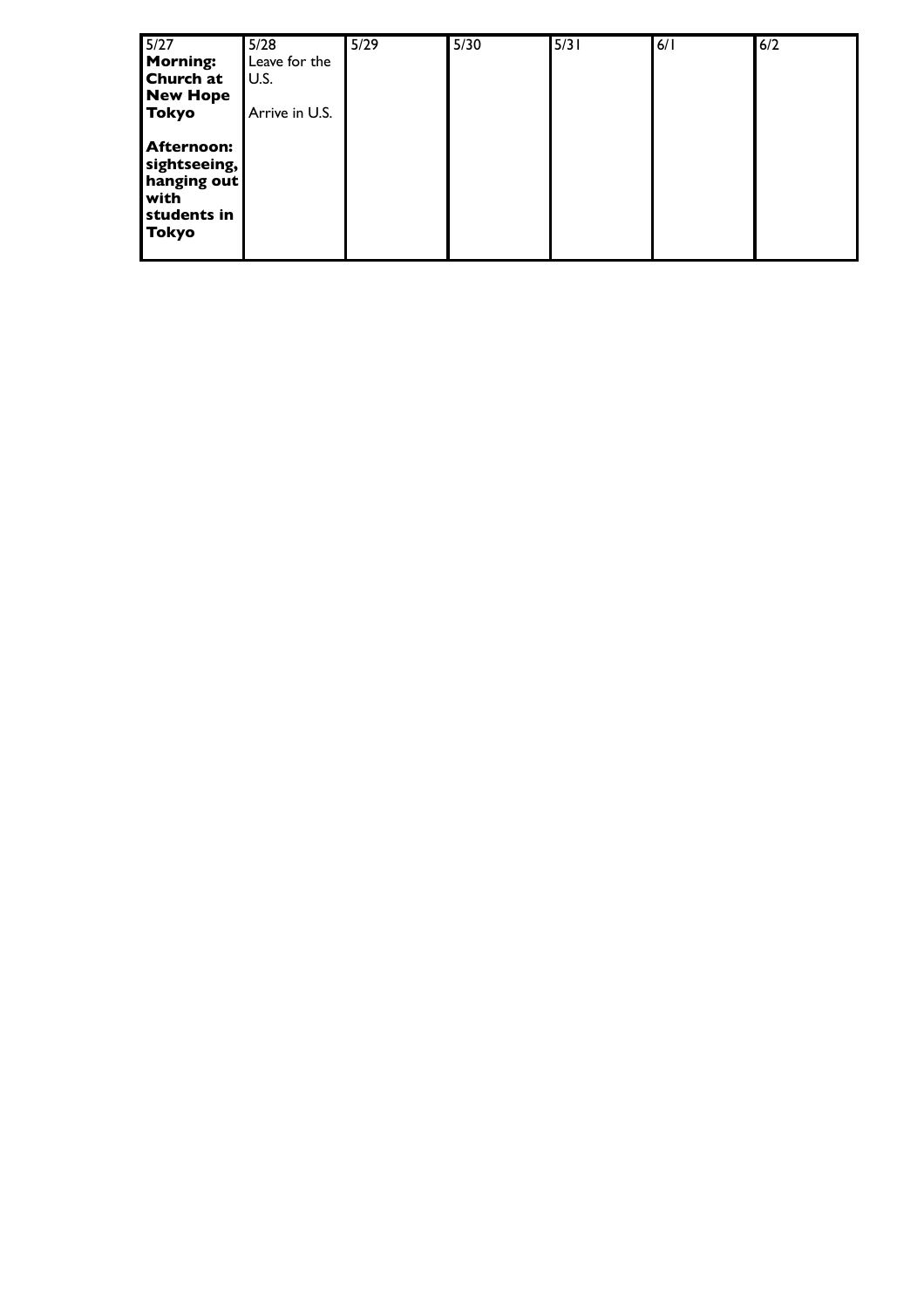| | | | | | | |
|---|---|---|---|---|---|---|
| 5/27<br>**Morning: Church at New Hope Tokyo**<br><br>**Afternoon: sightseeing, hanging out with students in Tokyo** | 5/28<br>Leave for the U.S.<br><br>Arrive in U.S. | 5/29 | 5/30 | 5/31 | 6/1 | 6/2 |